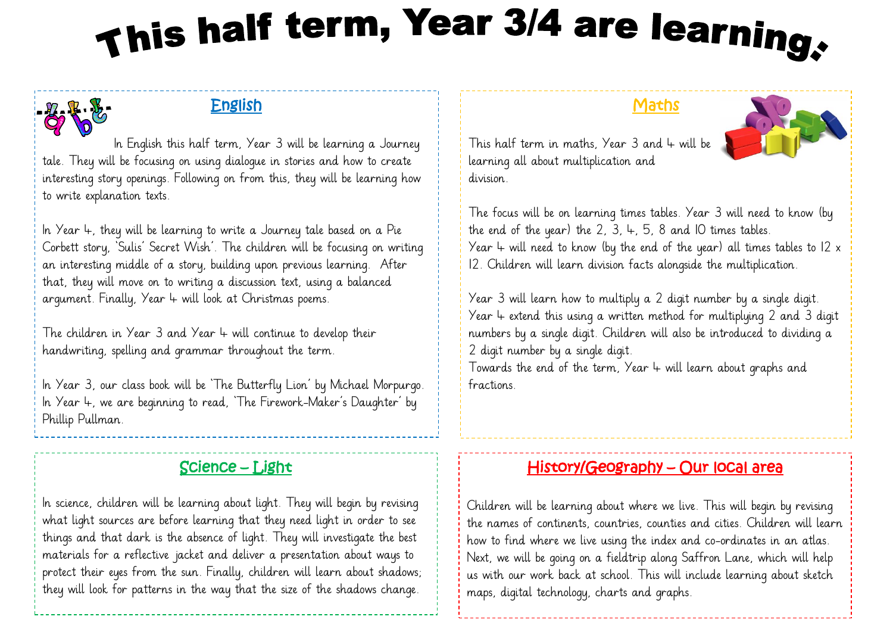# This half term, Year 3/4 are learning:

## English

In English this half term, Year 3 will be learning a Journey tale. They will be focusing on using dialogue in stories and how to create interesting story openings. Following on from this, they will be learning how to write explanation texts.

In Year 4, they will be learning to write a Journey tale based on a Pie Corbett story, 'Sulis' Secret Wish'. The children will be focusing on writing an interesting middle of a story, building upon previous learning. After that, they will move on to writing a discussion text, using a balanced argument. Finally, Year 4 will look at Christmas poems.

The children in Year 3 and Year 4 will continue to develop their handwriting, spelling and grammar throughout the term.

In Year 3, our class book will be 'The Butterfly Lion' by Michael Morpurgo. In Year 4, we are beginning to read, 'The Firework-Maker's Daughter' by Phillip Pullman.

## Maths

This half term in maths, Year 3 and 4 will be learning all about multiplication and division.

The focus will be on learning times tables. Year 3 will need to know (by the end of the year) the 2, 3, 4, 5, 8 and 10 times tables. Year 4 will need to know (by the end of the year) all times tables to 12 x 12. Children will learn division facts alongside the multiplication.

Year 3 will learn how to multiply a 2 digit number by a single digit. Year 4 extend this using a written method for multiplying 2 and 3 digit numbers by a single digit. Children will also be introduced to dividing a 2 digit number by a single digit.
Towards the end of the term, Year 4 will learn about graphs and fractions.

## Science – Light

In science, children will be learning about light. They will begin by revising what light sources are before learning that they need light in order to see things and that dark is the absence of light. They will investigate the best materials for a reflective jacket and deliver a presentation about ways to protect their eyes from the sun. Finally, children will learn about shadows; they will look for patterns in the way that the size of the shadows change.

## History/Geography – Our local area

Children will be learning about where we live. This will begin by revising the names of continents, countries, counties and cities. Children will learn how to find where we live using the index and co-ordinates in an atlas. Next, we will be going on a fieldtrip along Saffron Lane, which will help us with our work back at school. This will include learning about sketch maps, digital technology, charts and graphs.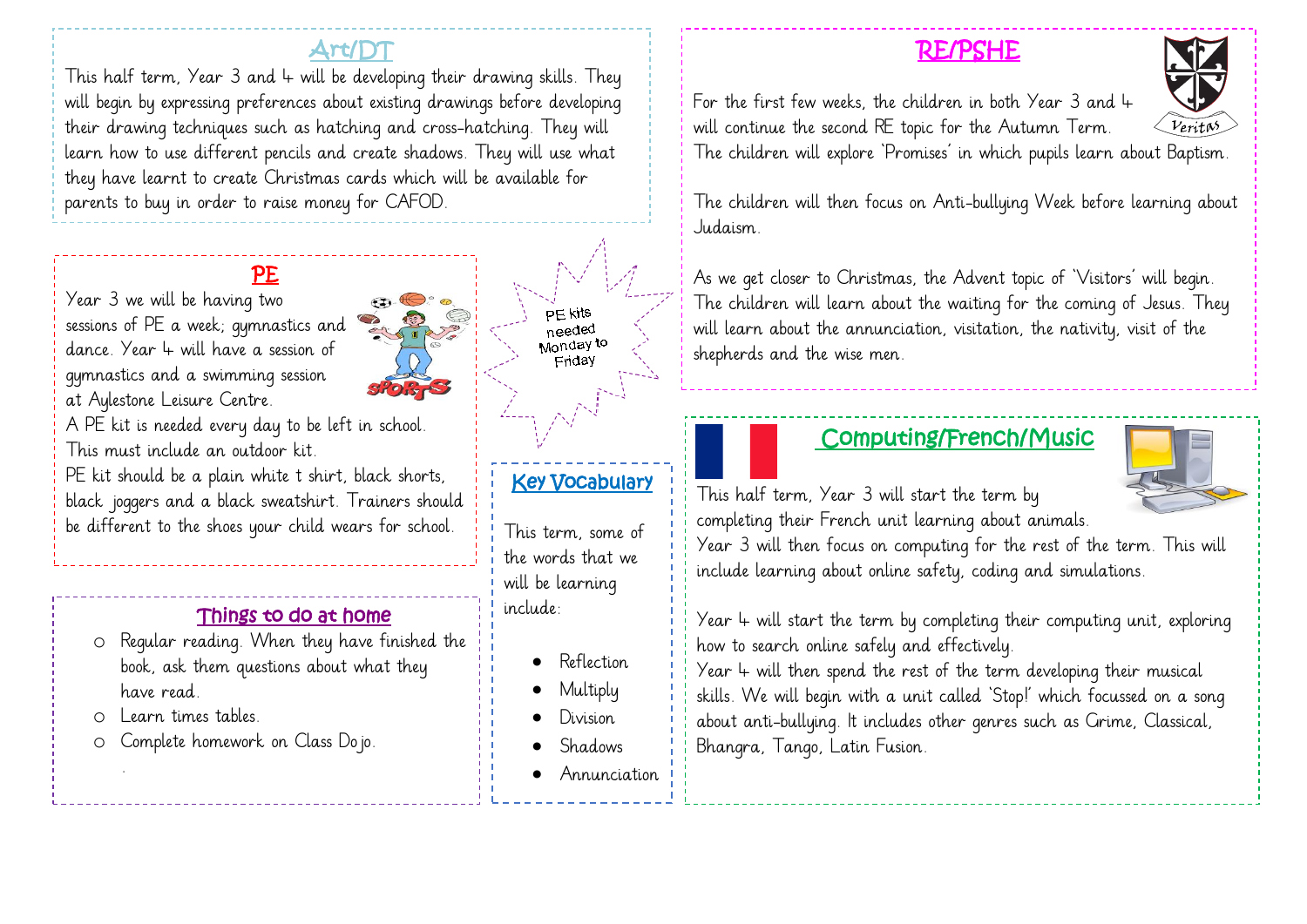## Art/DT

This half term, Year 3 and 4 will be developing their drawing skills. They will begin by expressing preferences about existing drawings before developing their drawing techniques such as hatching and cross-hatching. They will learn how to use different pencils and create shadows. They will use what they have learnt to create Christmas cards which will be available for parents to buy in order to raise money for CAFOD.

## PE

Year 3 we will be having two sessions of PE a week; gymnastics and dance. Year 4 will have a session of gymnastics and a swimming session at Aylestone Leisure Centre.

A PE kit is needed every day to be left in school. This must include an outdoor kit.

PE kit should be a plain white t shirt, black shorts, black joggers and a black sweatshirt. Trainers should be different to the shoes your child wears for school.

PE kits needed Monday to Friday

## Things to do at home

- Regular reading. When they have finished the book, ask them questions about what they have read.
- Learn times tables.
- Complete homework on Class Dojo.

## Key Vocabulary

This term, some of the words that we will be learning include:

- Reflection
- Multiply
- Division
- Shadows
- Annunciation

## RE/PSHE

For the first few weeks, the children in both Year 3 and 4 will continue the second RE topic for the Autumn Term. The children will explore 'Promises' in which pupils learn about Baptism.

The children will then focus on Anti-bullying Week before learning about Judaism.

As we get closer to Christmas, the Advent topic of 'Visitors' will begin. The children will learn about the waiting for the coming of Jesus. They will learn about the annunciation, visitation, the nativity, visit of the shepherds and the wise men.

## Computing/French/Music

This half term, Year 3 will start the term by completing their French unit learning about animals.

Year 3 will then focus on computing for the rest of the term. This will include learning about online safety, coding and simulations.

Year 4 will start the term by completing their computing unit, exploring how to search online safely and effectively.

Year 4 will then spend the rest of the term developing their musical skills. We will begin with a unit called 'Stop!' which focussed on a song about anti-bullying. It includes other genres such as Grime, Classical, Bhangra, Tango, Latin Fusion.